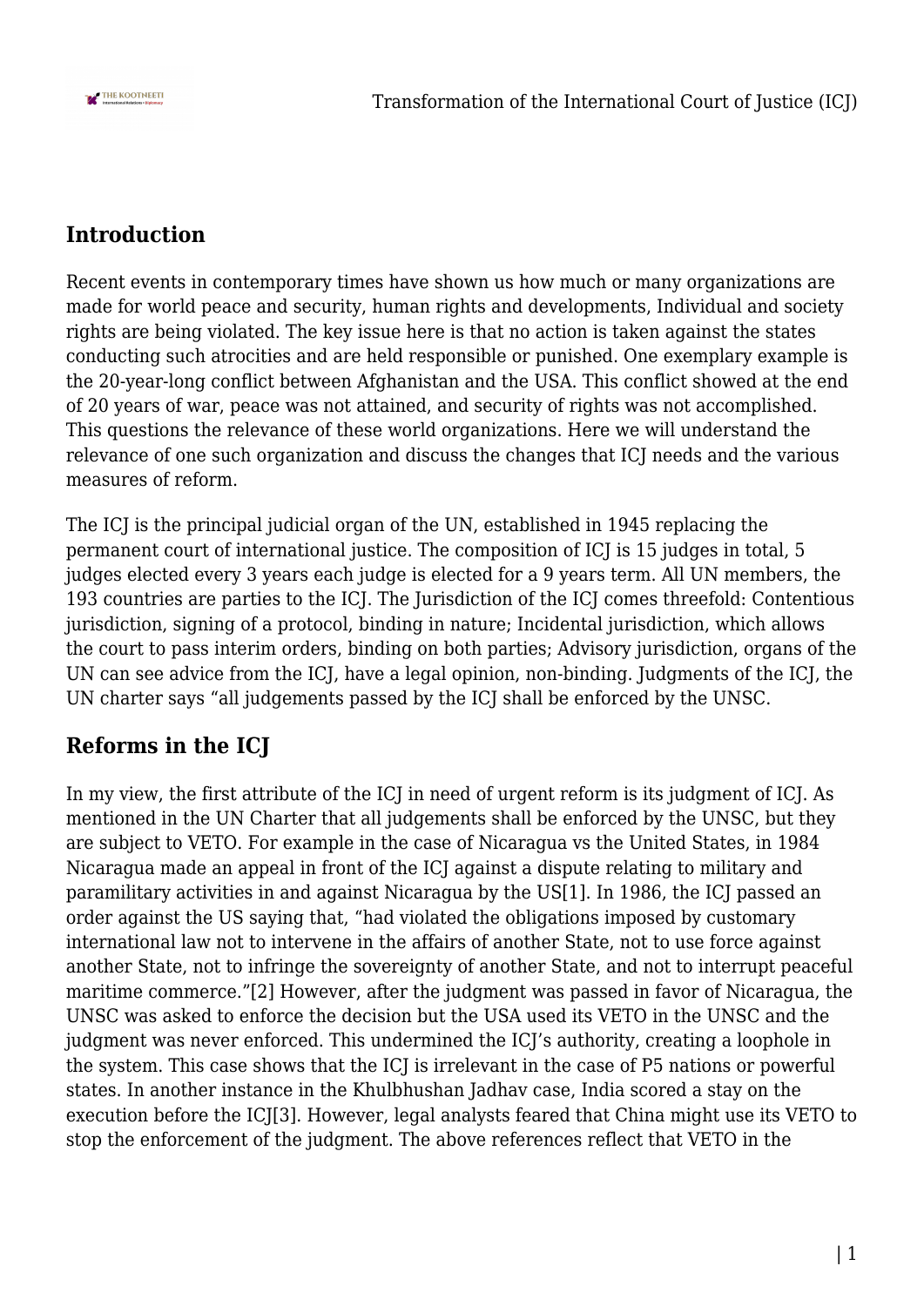## Introduction

Recent events in contemporary times have shown us how much or many organizations are made for world peace and security, human rights and developments, Individual and society rights are being violated. The key issue here is that no action is taken against the states conducting such atrocities and are held responsible or punished. One exemplary example is the 20-year-long conflict between Afghanistan and the USA. This conflict showed at the end of 20 years of war, peace was not attained, and security of rights was not accomplished. This questions the relevance of these world organizations. Here we will understand the relevance of one such organization and discuss the changes that ICJ needs and the various measures of reform.

The ICJ is the principal judicial organ of the UN, established in 1945 replacing the permanent court of international justice. The composition of ICJ is 15 judges in total, 5 judges elected every 3 years each judge is elected for a 9 years term. All UN members, the 193 countries are parties to the ICJ. The Jurisdiction of the ICJ comes threefold: Contentious jurisdiction, signing of a protocol, binding in nature; Incidental jurisdiction, which allows the court to pass interim orders, binding on both parties; Advisory jurisdiction, organs of the UN can see advice from the ICJ, have a legal opinion, non-binding. Judgments of the ICJ, the UN charter says "all judgements passed by the ICJ shall be enforced by the UNSC.

## Reforms in the ICJ

In my view, the first attribute of the ICJ in need of urgent reform is its judgment of ICJ. As mentioned in the UN Charter that all judgements shall be enforced by the UNSC, but they are subject to VETO. For example in the case of Nicaragua vs the United States, in 1984 Nicaragua made an appeal in front of the ICJ against a dispute relating to military and paramilitary activities in and against Nicaragua by the US[1]. In 1986, the ICJ passed an order against the US saying that, "had violated the obligations imposed by customary international law not to intervene in the affairs of another State, not to use force against another State, not to infringe the sovereignty of another State, and not to interrupt peaceful maritime commerce."[2] However, after the judgment was passed in favor of Nicaragua, the UNSC was asked to enforce the decision but the USA used its VETO in the UNSC and the judgment was never enforced. This undermined the ICJ's authority, creating a loophole in the system. This case shows that the ICJ is irrelevant in the case of P5 nations or powerful states. In another instance in the Khulbhushan Jadhav case, India scored a stay on the execution before the ICJ[3]. However, legal analysts feared that China might use its VETO to stop the enforcement of the judgment. The above references reflect that VETO in the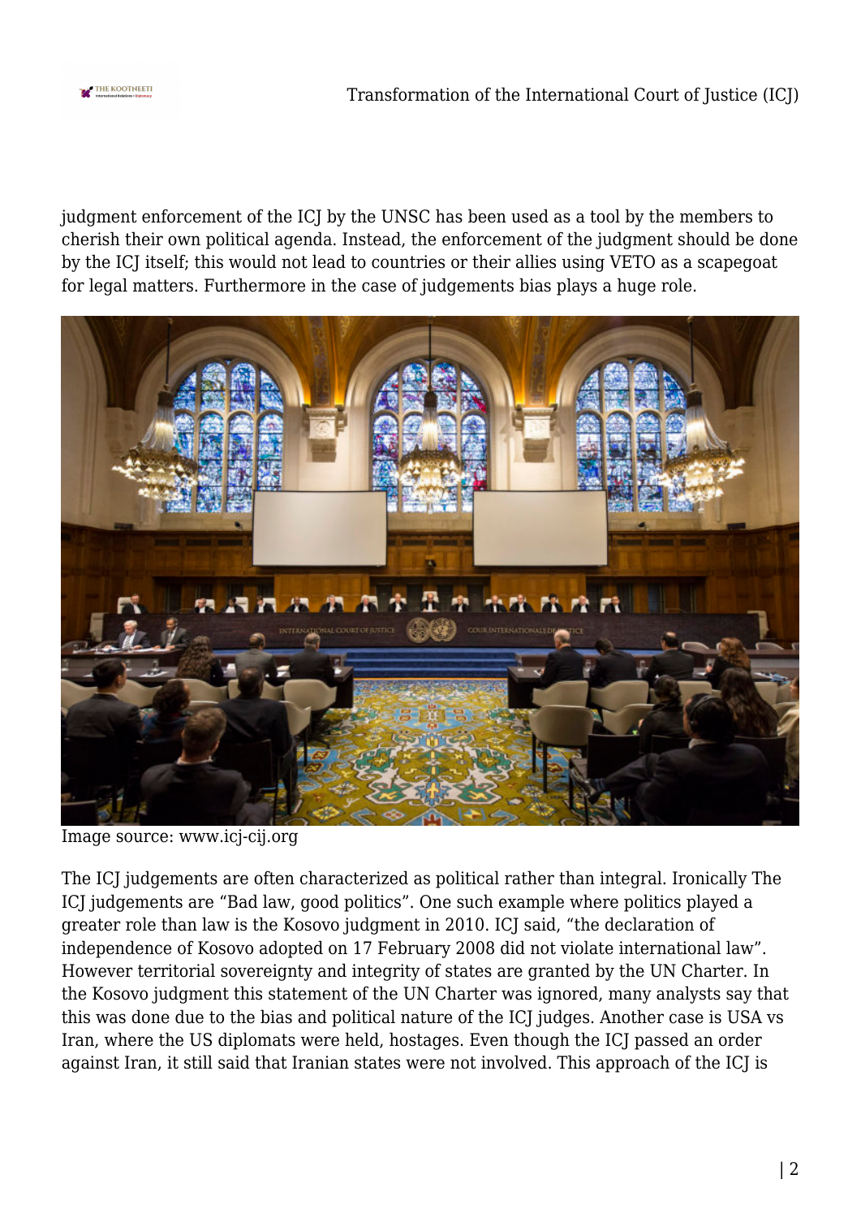judgment enforcement of the ICJ by the UNSC has been used as a tool by the members to cherish their own political agenda. Instead, the enforcement of the judgment should be done by the ICJ itself; this would not lead to countries or their allies using VETO as a scapegoat for legal matters. Furthermore in the case of judgements bias plays a huge role.

Image source: www.icj-cij.org

The ICJ judgements are often characterized as political rather than integral. Ironically The ICJ judgements are "Bad law, good politics". One such example where politics played a greater role than law is the Kosovo judgment in 2010. ICJ said, "the declaration of independence of Kosovo adopted on 17 February 2008 did not violate international law". However territorial sovereignty and integrity of states are granted by the UN Charter. In the Kosovo judgment this statement of the UN Charter was ignored, many analysts say that this was done due to the bias and political nature of the ICJ judges. Another case is USA vs Iran, where the US diplomats were held, hostages. Even though the ICJ passed an order against Iran, it still said that Iranian states were not involved. This approach of the ICJ is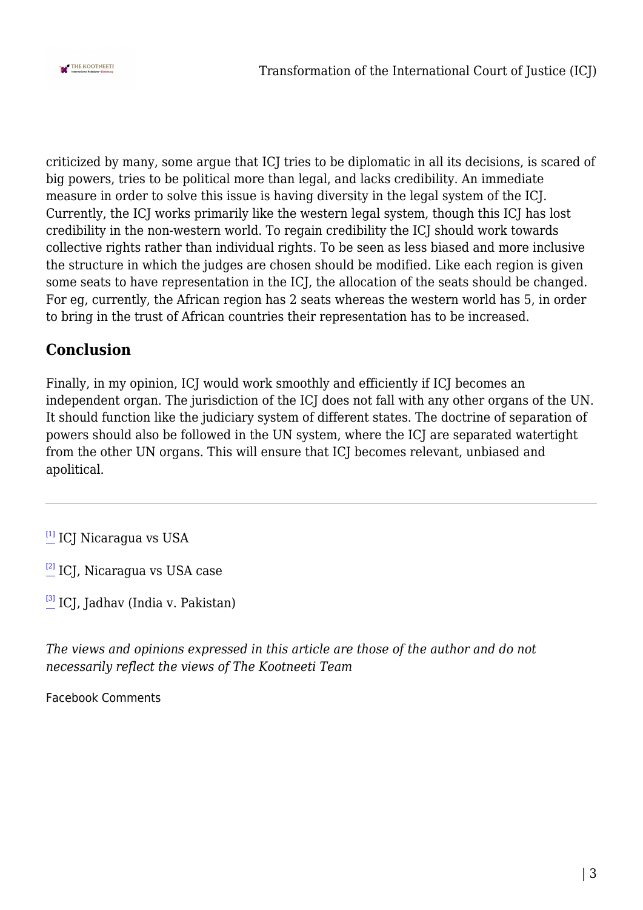criticized by many, some argue that ICJ tries to be diplomatic in all its decisions, is scared of big powers, tries to be political more than legal, and lacks credibility. An immediate measure in order to solve this issue is having diversity in the legal system of the ICJ. Currently, the ICJ works primarily like the western legal system, though this ICJ has lost credibility in the non-western world. To regain credibility the ICJ should work towards collective rights rather than individual rights. To be seen as less biased and more inclusive the structure in which the judges are chosen should be modified. Like each region is given some seats to have representation in the ICJ, the allocation of the seats should be changed. For eg, currently, the African region has 2 seats whereas the western world has 5, in order to bring in the trust of African countries their representation has to be increased.

## Conclusion

Finally, in my opinion, ICJ would work smoothly and efficiently if ICJ becomes an independent organ. The jurisdiction of the ICJ does not fall with any other organs of the UN. It should function like the judiciary system of different states. The doctrine of separation of powers should also be followed in the UN system, where the ICJ are separated watertight from the other UN organs. This will ensure that ICJ becomes relevant, unbiased and apolitical.

---

[1] ICJ Nicaragua vs USA

[2] ICJ, Nicaragua vs USA case

[3] ICJ, Jadhav (India v. Pakistan)

*The views and opinions expressed in this article are those of the author and do not necessarily reflect the views of The Kootneeti Team*

Facebook Comments